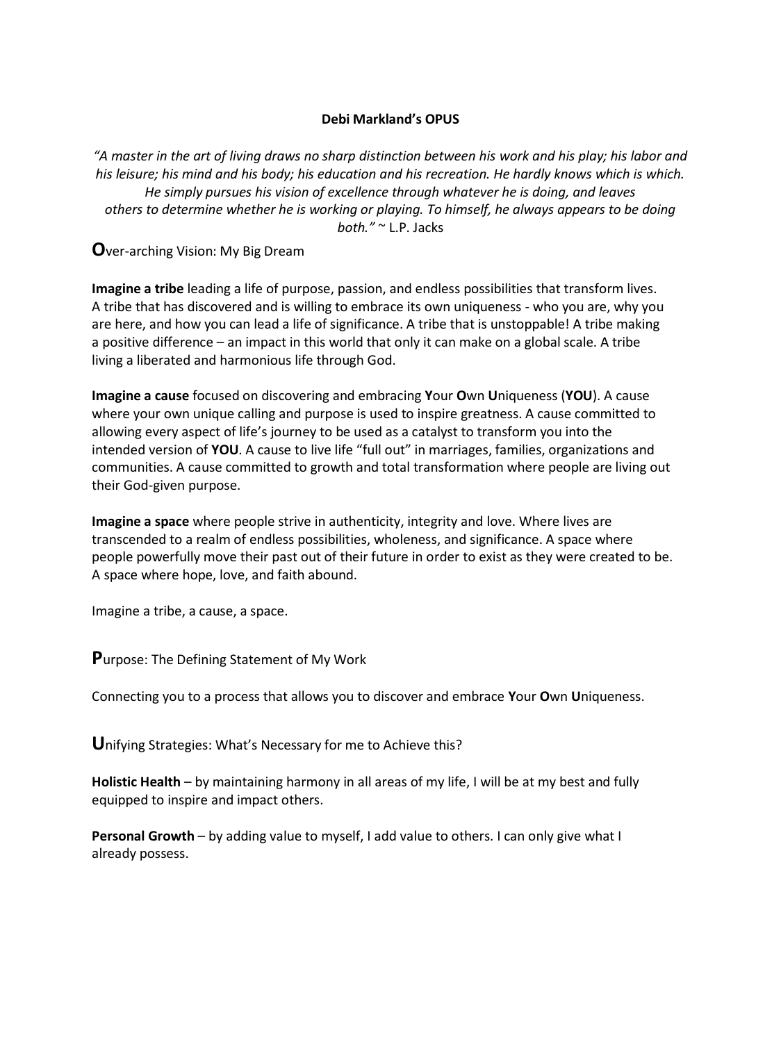# Debi Markland's OPUS

*"A master in the art of living draws no sharp distinction between his work and his play; his labor and his leisure; his mind and his body; his education and his recreation. He hardly knows which is which. He simply pursues his vision of excellence through whatever he is doing, and leaves others to determine whether he is working or playing. To himself, he always appears to be doing both."* ~ L.P. Jacks

## **O**ver-arching Vision: My Big Dream

**Imagine a tribe** leading a life of purpose, passion, and endless possibilities that transform lives. A tribe that has discovered and is willing to embrace its own uniqueness - who you are, why you are here, and how you can lead a life of significance. A tribe that is unstoppable! A tribe making a positive difference – an impact in this world that only it can make on a global scale. A tribe living a liberated and harmonious life through God.

**Imagine a cause** focused on discovering and embracing **Y**our **O**wn **U**niqueness (**YOU**). A cause where your own unique calling and purpose is used to inspire greatness. A cause committed to allowing every aspect of life's journey to be used as a catalyst to transform you into the intended version of **YOU**. A cause to live life "full out" in marriages, families, organizations and communities. A cause committed to growth and total transformation where people are living out their God-given purpose.

**Imagine a space** where people strive in authenticity, integrity and love. Where lives are transcended to a realm of endless possibilities, wholeness, and significance. A space where people powerfully move their past out of their future in order to exist as they were created to be. A space where hope, love, and faith abound.

Imagine a tribe, a cause, a space.

## **P**urpose: The Defining Statement of My Work

Connecting you to a process that allows you to discover and embrace **Y**our **O**wn **U**niqueness.

## **U**nifying Strategies: What's Necessary for me to Achieve this?

**Holistic Health** – by maintaining harmony in all areas of my life, I will be at my best and fully equipped to inspire and impact others.

**Personal Growth** – by adding value to myself, I add value to others. I can only give what I already possess.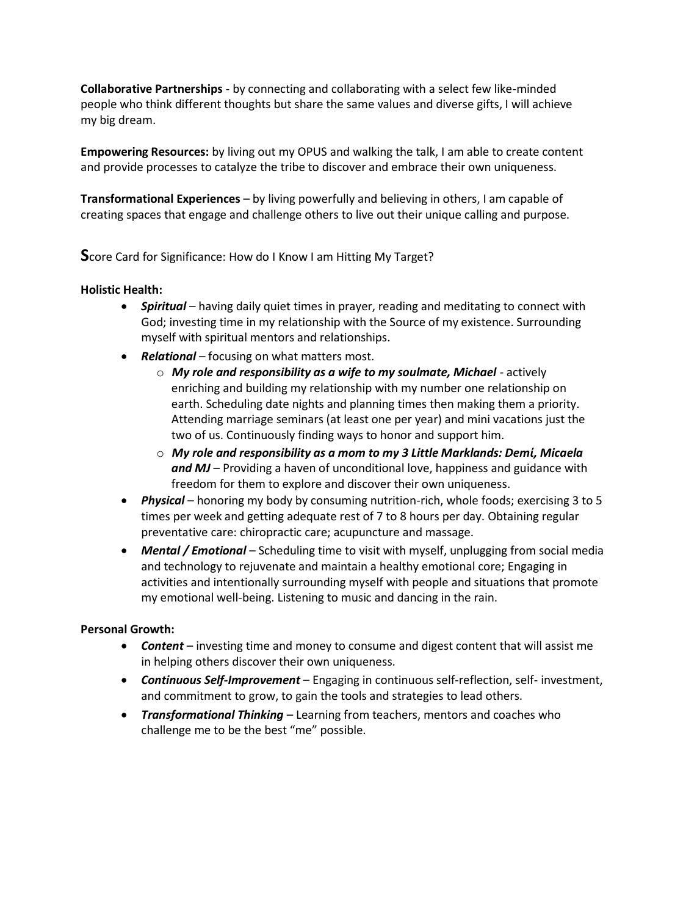**Collaborative Partnerships** - by connecting and collaborating with a select few like-minded people who think different thoughts but share the same values and diverse gifts, I will achieve my big dream.

**Empowering Resources:** by living out my OPUS and walking the talk, I am able to create content and provide processes to catalyze the tribe to discover and embrace their own uniqueness.

**Transformational Experiences** – by living powerfully and believing in others, I am capable of creating spaces that engage and challenge others to live out their unique calling and purpose.

## **S**core Card for Significance: How do I Know I am Hitting My Target?

**Holistic Health:**

- ***Spiritual*** – having daily quiet times in prayer, reading and meditating to connect with God; investing time in my relationship with the Source of my existence. Surrounding myself with spiritual mentors and relationships.
- ***Relational*** – focusing on what matters most.
  - ***My role and responsibility as a wife to my soulmate, Michael*** - actively enriching and building my relationship with my number one relationship on earth. Scheduling date nights and planning times then making them a priority. Attending marriage seminars (at least one per year) and mini vacations just the two of us. Continuously finding ways to honor and support him.
  - ***My role and responsibility as a mom to my 3 Little Marklands: Demí, Micaela and MJ*** – Providing a haven of unconditional love, happiness and guidance with freedom for them to explore and discover their own uniqueness.
- ***Physical*** – honoring my body by consuming nutrition-rich, whole foods; exercising 3 to 5 times per week and getting adequate rest of 7 to 8 hours per day. Obtaining regular preventative care: chiropractic care; acupuncture and massage.
- ***Mental / Emotional*** – Scheduling time to visit with myself, unplugging from social media and technology to rejuvenate and maintain a healthy emotional core; Engaging in activities and intentionally surrounding myself with people and situations that promote my emotional well-being. Listening to music and dancing in the rain.

**Personal Growth:**

- ***Content*** – investing time and money to consume and digest content that will assist me in helping others discover their own uniqueness.
- ***Continuous Self-Improvement*** – Engaging in continuous self-reflection, self- investment, and commitment to grow, to gain the tools and strategies to lead others.
- ***Transformational Thinking*** – Learning from teachers, mentors and coaches who challenge me to be the best "me" possible.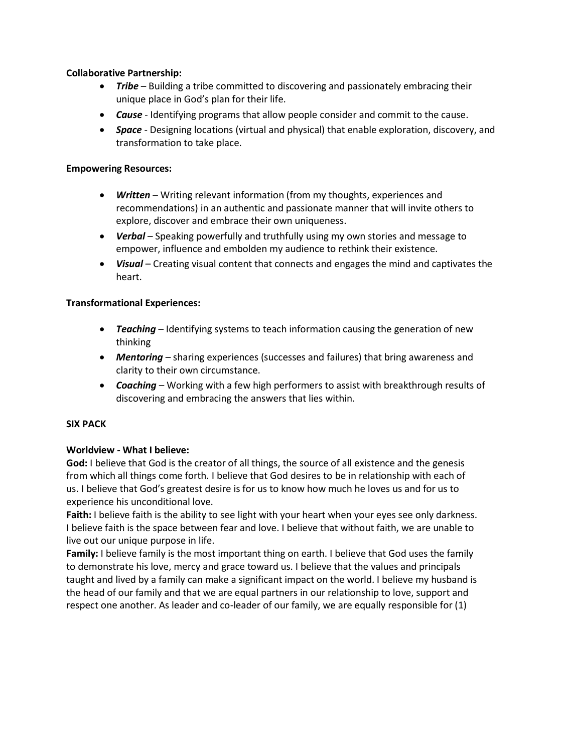**Collaborative Partnership:**

- ***Tribe*** – Building a tribe committed to discovering and passionately embracing their unique place in God's plan for their life.
- ***Cause*** - Identifying programs that allow people consider and commit to the cause.
- ***Space*** - Designing locations (virtual and physical) that enable exploration, discovery, and transformation to take place.

**Empowering Resources:**

- ***Written*** – Writing relevant information (from my thoughts, experiences and recommendations) in an authentic and passionate manner that will invite others to explore, discover and embrace their own uniqueness.
- ***Verbal*** – Speaking powerfully and truthfully using my own stories and message to empower, influence and embolden my audience to rethink their existence.
- ***Visual*** – Creating visual content that connects and engages the mind and captivates the heart.

**Transformational Experiences:**

- ***Teaching*** – Identifying systems to teach information causing the generation of new thinking
- ***Mentoring*** – sharing experiences (successes and failures) that bring awareness and clarity to their own circumstance.
- ***Coaching*** – Working with a few high performers to assist with breakthrough results of discovering and embracing the answers that lies within.

**SIX PACK**

**Worldview - What I believe:**

**God:** I believe that God is the creator of all things, the source of all existence and the genesis from which all things come forth. I believe that God desires to be in relationship with each of us. I believe that God's greatest desire is for us to know how much he loves us and for us to experience his unconditional love.

**Faith:** I believe faith is the ability to see light with your heart when your eyes see only darkness. I believe faith is the space between fear and love. I believe that without faith, we are unable to live out our unique purpose in life.

**Family:** I believe family is the most important thing on earth. I believe that God uses the family to demonstrate his love, mercy and grace toward us. I believe that the values and principals taught and lived by a family can make a significant impact on the world. I believe my husband is the head of our family and that we are equal partners in our relationship to love, support and respect one another. As leader and co-leader of our family, we are equally responsible for (1)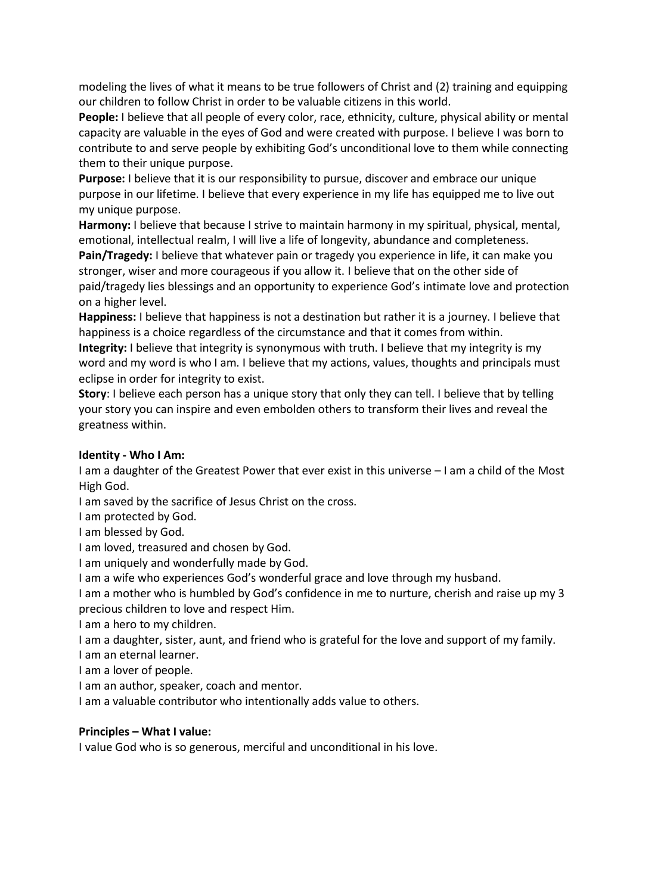modeling the lives of what it means to be true followers of Christ and (2) training and equipping our children to follow Christ in order to be valuable citizens in this world.

**People:** I believe that all people of every color, race, ethnicity, culture, physical ability or mental capacity are valuable in the eyes of God and were created with purpose. I believe I was born to contribute to and serve people by exhibiting God's unconditional love to them while connecting them to their unique purpose.

**Purpose:** I believe that it is our responsibility to pursue, discover and embrace our unique purpose in our lifetime. I believe that every experience in my life has equipped me to live out my unique purpose.

**Harmony:** I believe that because I strive to maintain harmony in my spiritual, physical, mental, emotional, intellectual realm, I will live a life of longevity, abundance and completeness.

**Pain/Tragedy:** I believe that whatever pain or tragedy you experience in life, it can make you stronger, wiser and more courageous if you allow it. I believe that on the other side of paid/tragedy lies blessings and an opportunity to experience God's intimate love and protection on a higher level.

**Happiness:** I believe that happiness is not a destination but rather it is a journey. I believe that happiness is a choice regardless of the circumstance and that it comes from within.

**Integrity:** I believe that integrity is synonymous with truth. I believe that my integrity is my word and my word is who I am. I believe that my actions, values, thoughts and principals must eclipse in order for integrity to exist.

**Story**: I believe each person has a unique story that only they can tell. I believe that by telling your story you can inspire and even embolden others to transform their lives and reveal the greatness within.

**Identity - Who I Am:**

I am a daughter of the Greatest Power that ever exist in this universe – I am a child of the Most High God.

I am saved by the sacrifice of Jesus Christ on the cross.

I am protected by God.

I am blessed by God.

I am loved, treasured and chosen by God.

I am uniquely and wonderfully made by God.

I am a wife who experiences God's wonderful grace and love through my husband.

I am a mother who is humbled by God's confidence in me to nurture, cherish and raise up my 3 precious children to love and respect Him.

I am a hero to my children.

I am a daughter, sister, aunt, and friend who is grateful for the love and support of my family.

I am an eternal learner.

I am a lover of people.

I am an author, speaker, coach and mentor.

I am a valuable contributor who intentionally adds value to others.

**Principles – What I value:**

I value God who is so generous, merciful and unconditional in his love.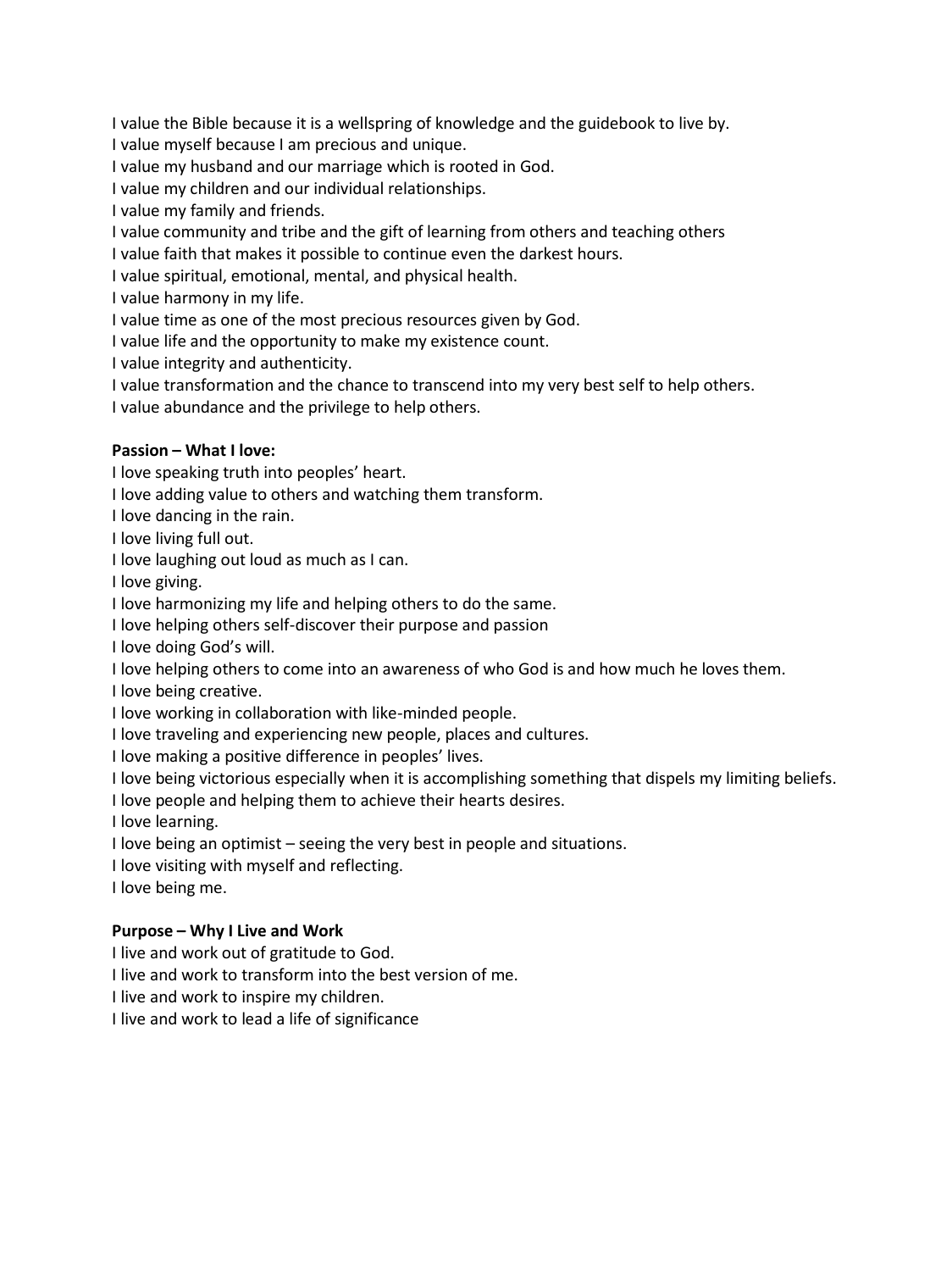I value the Bible because it is a wellspring of knowledge and the guidebook to live by.
I value myself because I am precious and unique.
I value my husband and our marriage which is rooted in God.
I value my children and our individual relationships.
I value my family and friends.
I value community and tribe and the gift of learning from others and teaching others
I value faith that makes it possible to continue even the darkest hours.
I value spiritual, emotional, mental, and physical health.
I value harmony in my life.
I value time as one of the most precious resources given by God.
I value life and the opportunity to make my existence count.
I value integrity and authenticity.
I value transformation and the chance to transcend into my very best self to help others.
I value abundance and the privilege to help others.

**Passion – What I love:**

I love speaking truth into peoples' heart.
I love adding value to others and watching them transform.
I love dancing in the rain.
I love living full out.
I love laughing out loud as much as I can.
I love giving.
I love harmonizing my life and helping others to do the same.
I love helping others self-discover their purpose and passion
I love doing God's will.
I love helping others to come into an awareness of who God is and how much he loves them.
I love being creative.
I love working in collaboration with like-minded people.
I love traveling and experiencing new people, places and cultures.
I love making a positive difference in peoples' lives.
I love being victorious especially when it is accomplishing something that dispels my limiting beliefs.
I love people and helping them to achieve their hearts desires.
I love learning.
I love being an optimist – seeing the very best in people and situations.
I love visiting with myself and reflecting.
I love being me.

**Purpose – Why I Live and Work**

I live and work out of gratitude to God.
I live and work to transform into the best version of me.
I live and work to inspire my children.
I live and work to lead a life of significance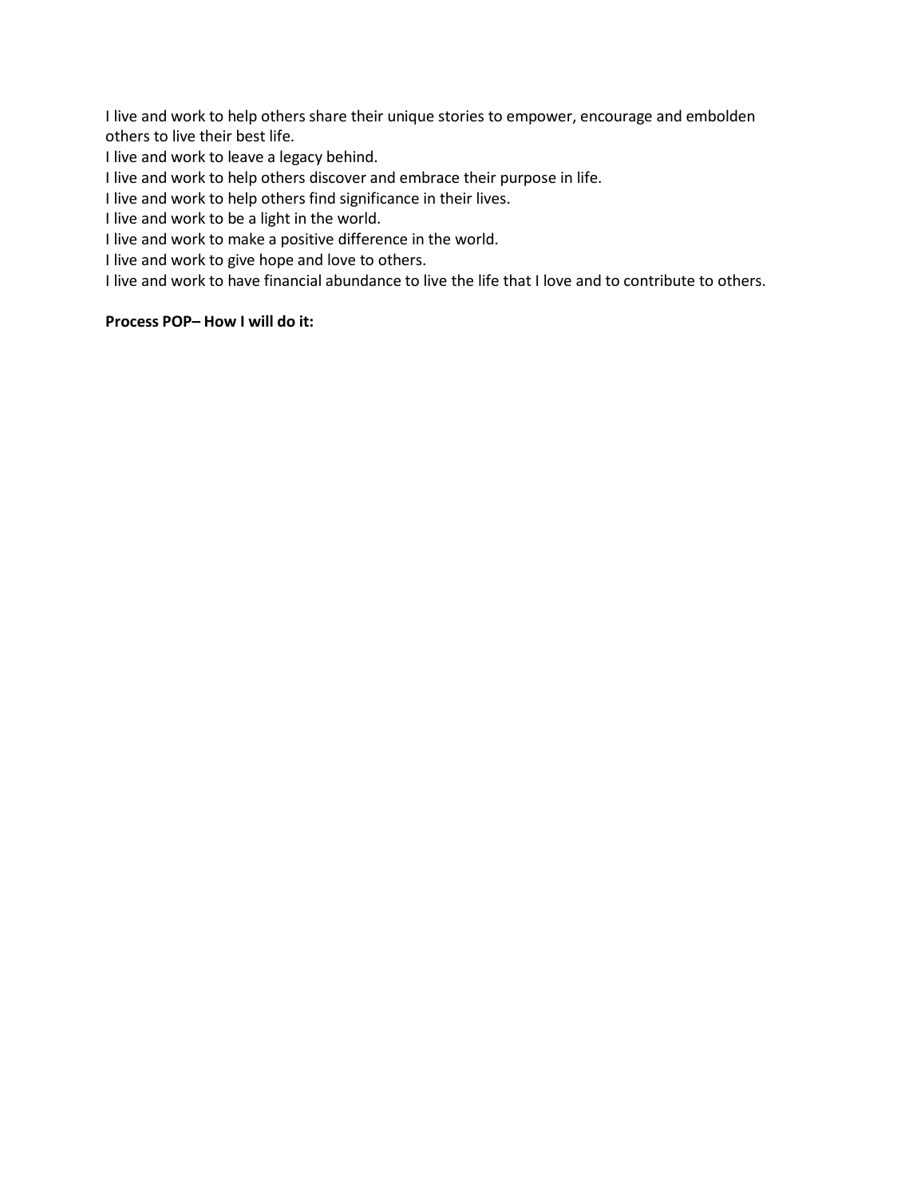I live and work to help others share their unique stories to empower, encourage and embolden others to live their best life.

I live and work to leave a legacy behind.

I live and work to help others discover and embrace their purpose in life.

I live and work to help others find significance in their lives.

I live and work to be a light in the world.

I live and work to make a positive difference in the world.

I live and work to give hope and love to others.

I live and work to have financial abundance to live the life that I love and to contribute to others.

**Process POP– How I will do it:**